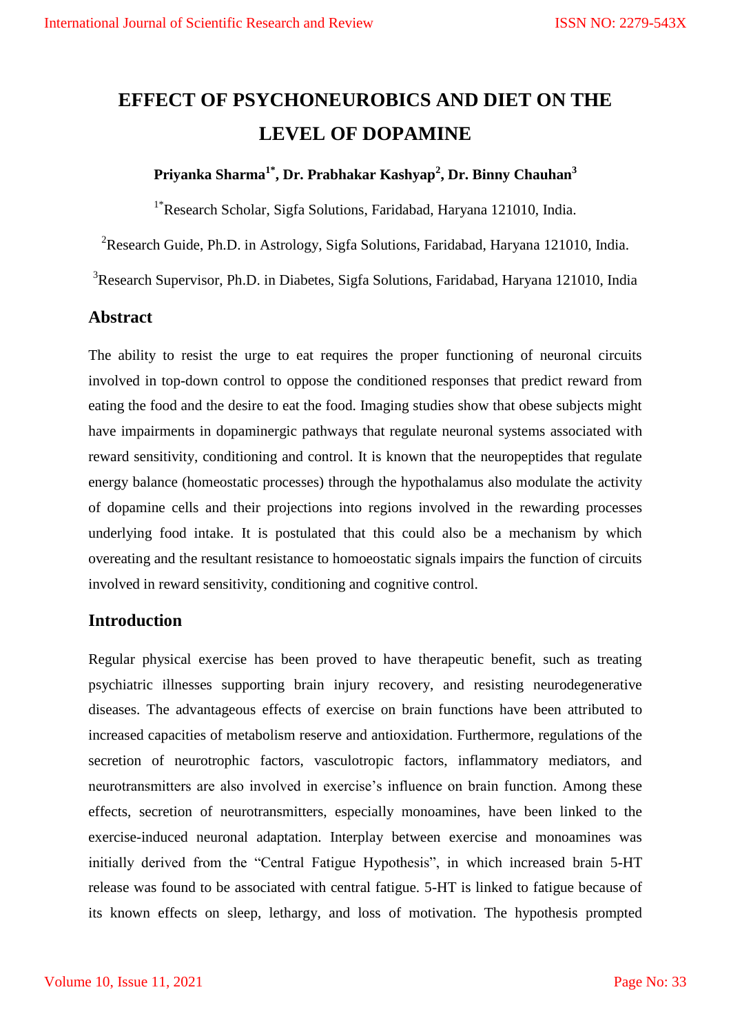# EFFECT OF PSYCHONEUROBICS AND DIET ON THE LEVEL OF DOPAMINE

**Priyanka Sharma[1*], Dr. Prabhakar Kashyap[2], Dr. Binny Chauhan[3]**

[1*]Research Scholar, Sigfa Solutions, Faridabad, Haryana 121010, India.

[2]Research Guide, Ph.D. in Astrology, Sigfa Solutions, Faridabad, Haryana 121010, India.

[3]Research Supervisor, Ph.D. in Diabetes, Sigfa Solutions, Faridabad, Haryana 121010, India

## Abstract

The ability to resist the urge to eat requires the proper functioning of neuronal circuits involved in top-down control to oppose the conditioned responses that predict reward from eating the food and the desire to eat the food. Imaging studies show that obese subjects might have impairments in dopaminergic pathways that regulate neuronal systems associated with reward sensitivity, conditioning and control. It is known that the neuropeptides that regulate energy balance (homeostatic processes) through the hypothalamus also modulate the activity of dopamine cells and their projections into regions involved in the rewarding processes underlying food intake. It is postulated that this could also be a mechanism by which overeating and the resultant resistance to homoeostatic signals impairs the function of circuits involved in reward sensitivity, conditioning and cognitive control.

## Introduction

Regular physical exercise has been proved to have therapeutic benefit, such as treating psychiatric illnesses supporting brain injury recovery, and resisting neurodegenerative diseases. The advantageous effects of exercise on brain functions have been attributed to increased capacities of metabolism reserve and antioxidation. Furthermore, regulations of the secretion of neurotrophic factors, vasculotropic factors, inflammatory mediators, and neurotransmitters are also involved in exercise's influence on brain function. Among these effects, secretion of neurotransmitters, especially monoamines, have been linked to the exercise-induced neuronal adaptation. Interplay between exercise and monoamines was initially derived from the "Central Fatigue Hypothesis", in which increased brain 5-HT release was found to be associated with central fatigue. 5-HT is linked to fatigue because of its known effects on sleep, lethargy, and loss of motivation. The hypothesis prompted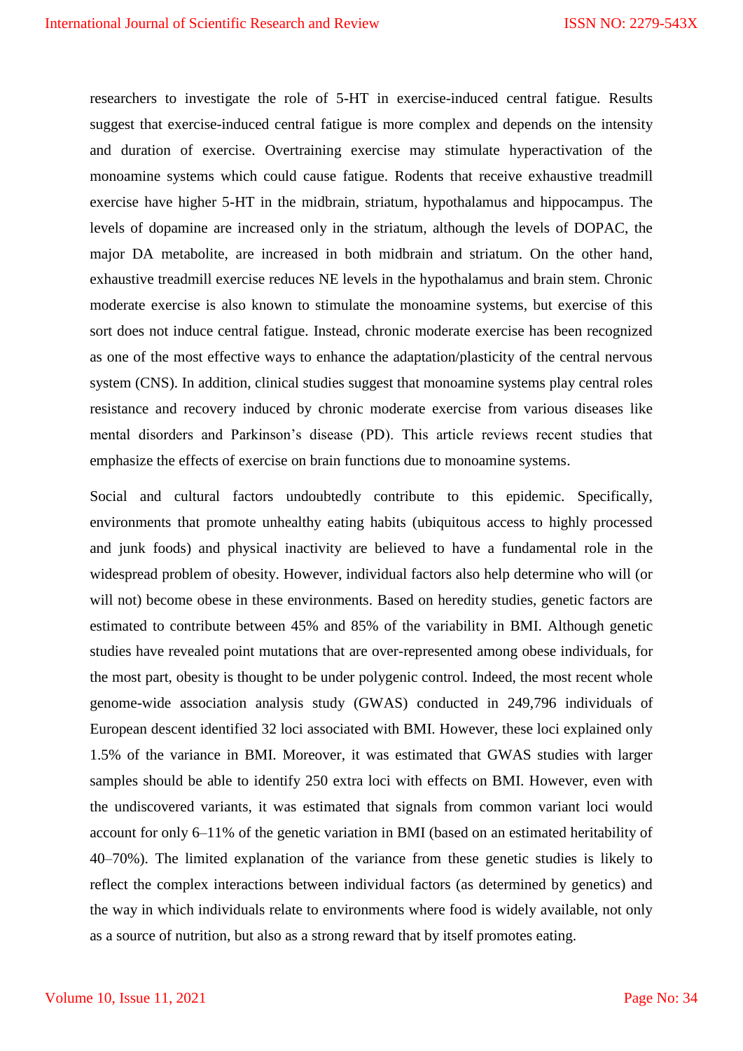researchers to investigate the role of 5-HT in exercise-induced central fatigue. Results suggest that exercise-induced central fatigue is more complex and depends on the intensity and duration of exercise. Overtraining exercise may stimulate hyperactivation of the monoamine systems which could cause fatigue. Rodents that receive exhaustive treadmill exercise have higher 5-HT in the midbrain, striatum, hypothalamus and hippocampus. The levels of dopamine are increased only in the striatum, although the levels of DOPAC, the major DA metabolite, are increased in both midbrain and striatum. On the other hand, exhaustive treadmill exercise reduces NE levels in the hypothalamus and brain stem. Chronic moderate exercise is also known to stimulate the monoamine systems, but exercise of this sort does not induce central fatigue. Instead, chronic moderate exercise has been recognized as one of the most effective ways to enhance the adaptation/plasticity of the central nervous system (CNS). In addition, clinical studies suggest that monoamine systems play central roles resistance and recovery induced by chronic moderate exercise from various diseases like mental disorders and Parkinson's disease (PD). This article reviews recent studies that emphasize the effects of exercise on brain functions due to monoamine systems.

Social and cultural factors undoubtedly contribute to this epidemic. Specifically, environments that promote unhealthy eating habits (ubiquitous access to highly processed and junk foods) and physical inactivity are believed to have a fundamental role in the widespread problem of obesity. However, individual factors also help determine who will (or will not) become obese in these environments. Based on heredity studies, genetic factors are estimated to contribute between 45% and 85% of the variability in BMI. Although genetic studies have revealed point mutations that are over-represented among obese individuals, for the most part, obesity is thought to be under polygenic control. Indeed, the most recent whole genome-wide association analysis study (GWAS) conducted in 249,796 individuals of European descent identified 32 loci associated with BMI. However, these loci explained only 1.5% of the variance in BMI. Moreover, it was estimated that GWAS studies with larger samples should be able to identify 250 extra loci with effects on BMI. However, even with the undiscovered variants, it was estimated that signals from common variant loci would account for only 6–11% of the genetic variation in BMI (based on an estimated heritability of 40–70%). The limited explanation of the variance from these genetic studies is likely to reflect the complex interactions between individual factors (as determined by genetics) and the way in which individuals relate to environments where food is widely available, not only as a source of nutrition, but also as a strong reward that by itself promotes eating.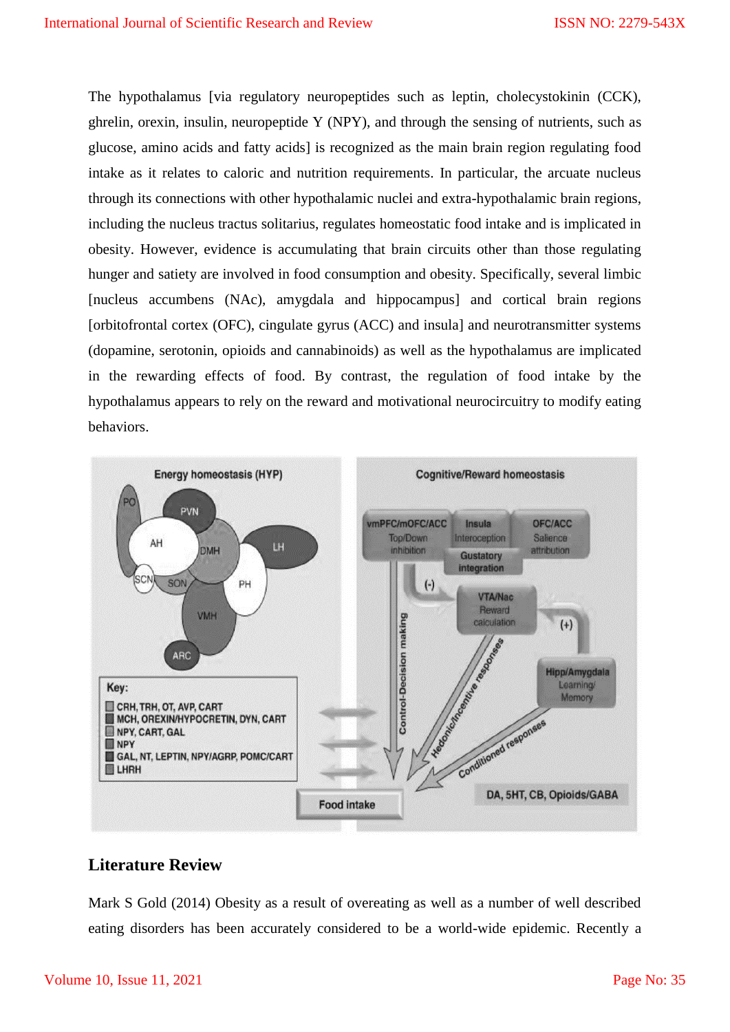The hypothalamus [via regulatory neuropeptides such as leptin, cholecystokinin (CCK), ghrelin, orexin, insulin, neuropeptide Y (NPY), and through the sensing of nutrients, such as glucose, amino acids and fatty acids] is recognized as the main brain region regulating food intake as it relates to caloric and nutrition requirements. In particular, the arcuate nucleus through its connections with other hypothalamic nuclei and extra-hypothalamic brain regions, including the nucleus tractus solitarius, regulates homeostatic food intake and is implicated in obesity. However, evidence is accumulating that brain circuits other than those regulating hunger and satiety are involved in food consumption and obesity. Specifically, several limbic [nucleus accumbens (NAc), amygdala and hippocampus] and cortical brain regions [orbitofrontal cortex (OFC), cingulate gyrus (ACC) and insula] and neurotransmitter systems (dopamine, serotonin, opioids and cannabinoids) as well as the hypothalamus are implicated in the rewarding effects of food. By contrast, the regulation of food intake by the hypothalamus appears to rely on the reward and motivational neurocircuitry to modify eating behaviors.

## Literature Review

Mark S Gold (2014) Obesity as a result of overeating as well as a number of well described eating disorders has been accurately considered to be a world-wide epidemic. Recently a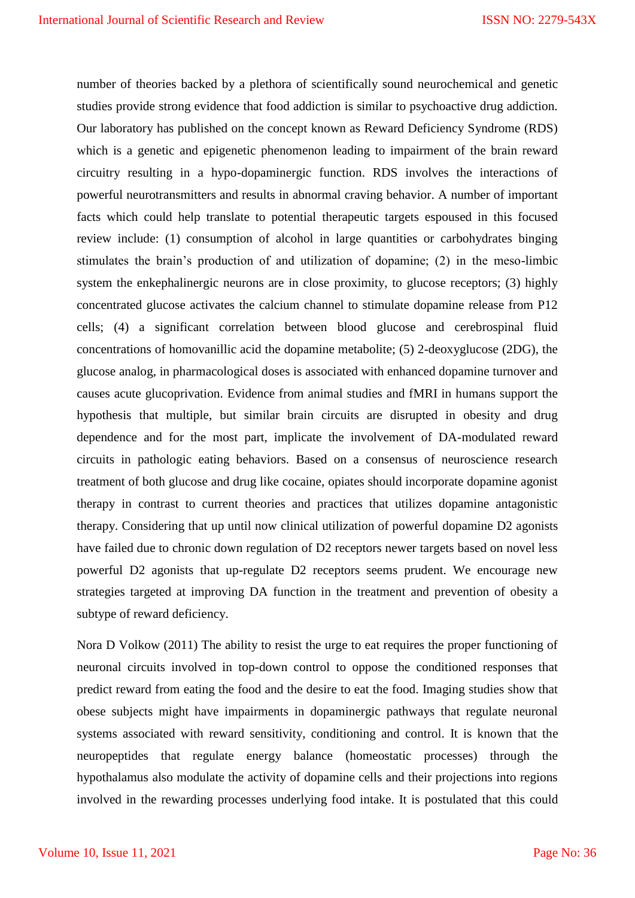number of theories backed by a plethora of scientifically sound neurochemical and genetic studies provide strong evidence that food addiction is similar to psychoactive drug addiction. Our laboratory has published on the concept known as Reward Deficiency Syndrome (RDS) which is a genetic and epigenetic phenomenon leading to impairment of the brain reward circuitry resulting in a hypo-dopaminergic function. RDS involves the interactions of powerful neurotransmitters and results in abnormal craving behavior. A number of important facts which could help translate to potential therapeutic targets espoused in this focused review include: (1) consumption of alcohol in large quantities or carbohydrates binging stimulates the brain's production of and utilization of dopamine; (2) in the meso-limbic system the enkephalinergic neurons are in close proximity, to glucose receptors; (3) highly concentrated glucose activates the calcium channel to stimulate dopamine release from P12 cells; (4) a significant correlation between blood glucose and cerebrospinal fluid concentrations of homovanillic acid the dopamine metabolite; (5) 2-deoxyglucose (2DG), the glucose analog, in pharmacological doses is associated with enhanced dopamine turnover and causes acute glucoprivation. Evidence from animal studies and fMRI in humans support the hypothesis that multiple, but similar brain circuits are disrupted in obesity and drug dependence and for the most part, implicate the involvement of DA-modulated reward circuits in pathologic eating behaviors. Based on a consensus of neuroscience research treatment of both glucose and drug like cocaine, opiates should incorporate dopamine agonist therapy in contrast to current theories and practices that utilizes dopamine antagonistic therapy. Considering that up until now clinical utilization of powerful dopamine D2 agonists have failed due to chronic down regulation of D2 receptors newer targets based on novel less powerful D2 agonists that up-regulate D2 receptors seems prudent. We encourage new strategies targeted at improving DA function in the treatment and prevention of obesity a subtype of reward deficiency.

Nora D Volkow (2011) The ability to resist the urge to eat requires the proper functioning of neuronal circuits involved in top-down control to oppose the conditioned responses that predict reward from eating the food and the desire to eat the food. Imaging studies show that obese subjects might have impairments in dopaminergic pathways that regulate neuronal systems associated with reward sensitivity, conditioning and control. It is known that the neuropeptides that regulate energy balance (homeostatic processes) through the hypothalamus also modulate the activity of dopamine cells and their projections into regions involved in the rewarding processes underlying food intake. It is postulated that this could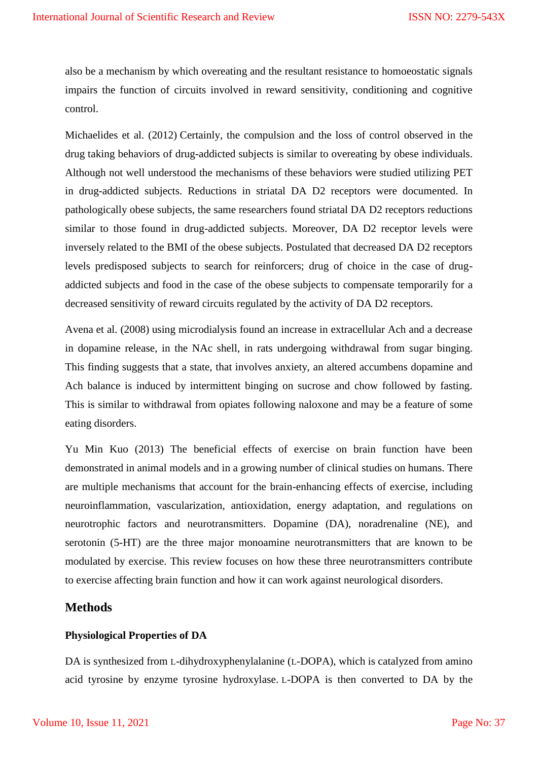also be a mechanism by which overeating and the resultant resistance to homoeostatic signals impairs the function of circuits involved in reward sensitivity, conditioning and cognitive control.

Michaelides et al. (2012) Certainly, the compulsion and the loss of control observed in the drug taking behaviors of drug-addicted subjects is similar to overeating by obese individuals. Although not well understood the mechanisms of these behaviors were studied utilizing PET in drug-addicted subjects. Reductions in striatal DA D2 receptors were documented. In pathologically obese subjects, the same researchers found striatal DA D2 receptors reductions similar to those found in drug-addicted subjects. Moreover, DA D2 receptor levels were inversely related to the BMI of the obese subjects. Postulated that decreased DA D2 receptors levels predisposed subjects to search for reinforcers; drug of choice in the case of drug-addicted subjects and food in the case of the obese subjects to compensate temporarily for a decreased sensitivity of reward circuits regulated by the activity of DA D2 receptors.

Avena et al. (2008) using microdialysis found an increase in extracellular Ach and a decrease in dopamine release, in the NAc shell, in rats undergoing withdrawal from sugar binging. This finding suggests that a state, that involves anxiety, an altered accumbens dopamine and Ach balance is induced by intermittent binging on sucrose and chow followed by fasting. This is similar to withdrawal from opiates following naloxone and may be a feature of some eating disorders.

Yu Min Kuo (2013) The beneficial effects of exercise on brain function have been demonstrated in animal models and in a growing number of clinical studies on humans. There are multiple mechanisms that account for the brain-enhancing effects of exercise, including neuroinflammation, vascularization, antioxidation, energy adaptation, and regulations on neurotrophic factors and neurotransmitters. Dopamine (DA), noradrenaline (NE), and serotonin (5-HT) are the three major monoamine neurotransmitters that are known to be modulated by exercise. This review focuses on how these three neurotransmitters contribute to exercise affecting brain function and how it can work against neurological disorders.

## Methods

### Physiological Properties of DA

DA is synthesized from L-dihydroxyphenylalanine (L-DOPA), which is catalyzed from amino acid tyrosine by enzyme tyrosine hydroxylase. L-DOPA is then converted to DA by the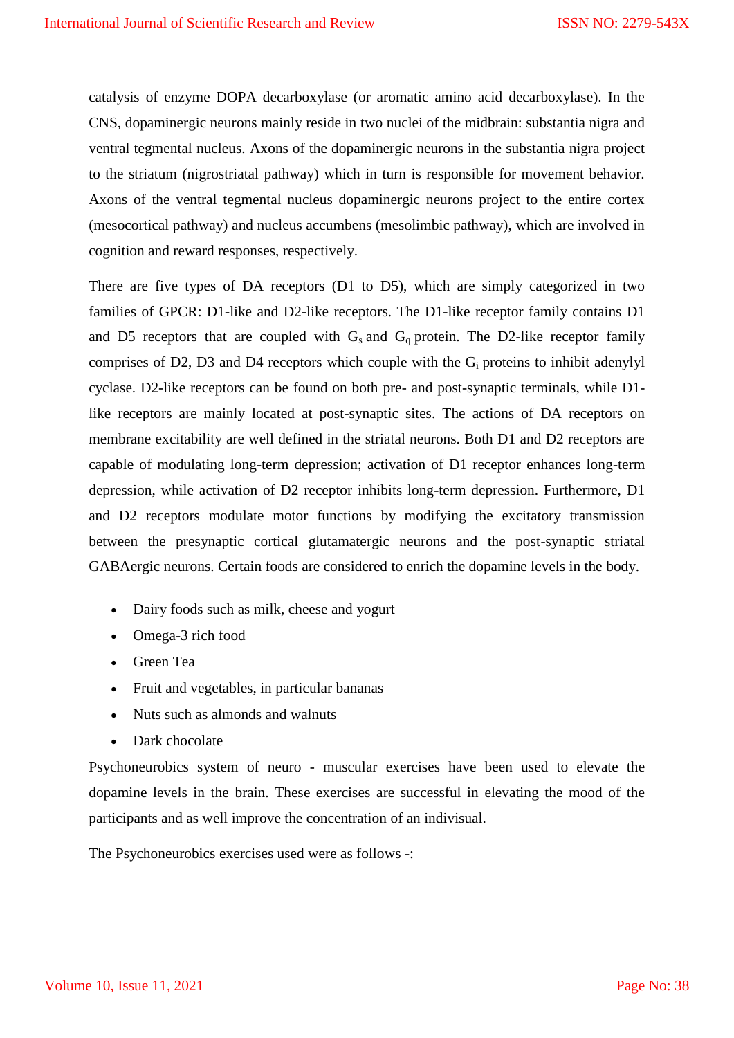catalysis of enzyme DOPA decarboxylase (or aromatic amino acid decarboxylase). In the CNS, dopaminergic neurons mainly reside in two nuclei of the midbrain: substantia nigra and ventral tegmental nucleus. Axons of the dopaminergic neurons in the substantia nigra project to the striatum (nigrostriatal pathway) which in turn is responsible for movement behavior. Axons of the ventral tegmental nucleus dopaminergic neurons project to the entire cortex (mesocortical pathway) and nucleus accumbens (mesolimbic pathway), which are involved in cognition and reward responses, respectively.

There are five types of DA receptors (D1 to D5), which are simply categorized in two families of GPCR: D1-like and D2-like receptors. The D1-like receptor family contains D1 and D5 receptors that are coupled with $G_s$ and $G_q$ protein. The D2-like receptor family comprises of D2, D3 and D4 receptors which couple with the $G_i$ proteins to inhibit adenylyl cyclase. D2-like receptors can be found on both pre- and post-synaptic terminals, while D1-like receptors are mainly located at post-synaptic sites. The actions of DA receptors on membrane excitability are well defined in the striatal neurons. Both D1 and D2 receptors are capable of modulating long-term depression; activation of D1 receptor enhances long-term depression, while activation of D2 receptor inhibits long-term depression. Furthermore, D1 and D2 receptors modulate motor functions by modifying the excitatory transmission between the presynaptic cortical glutamatergic neurons and the post-synaptic striatal GABAergic neurons. Certain foods are considered to enrich the dopamine levels in the body.

- Dairy foods such as milk, cheese and yogurt
- Omega-3 rich food
- Green Tea
- Fruit and vegetables, in particular bananas
- Nuts such as almonds and walnuts
- Dark chocolate

Psychoneurobics system of neuro - muscular exercises have been used to elevate the dopamine levels in the brain. These exercises are successful in elevating the mood of the participants and as well improve the concentration of an indivisual.

The Psychoneurobics exercises used were as follows -: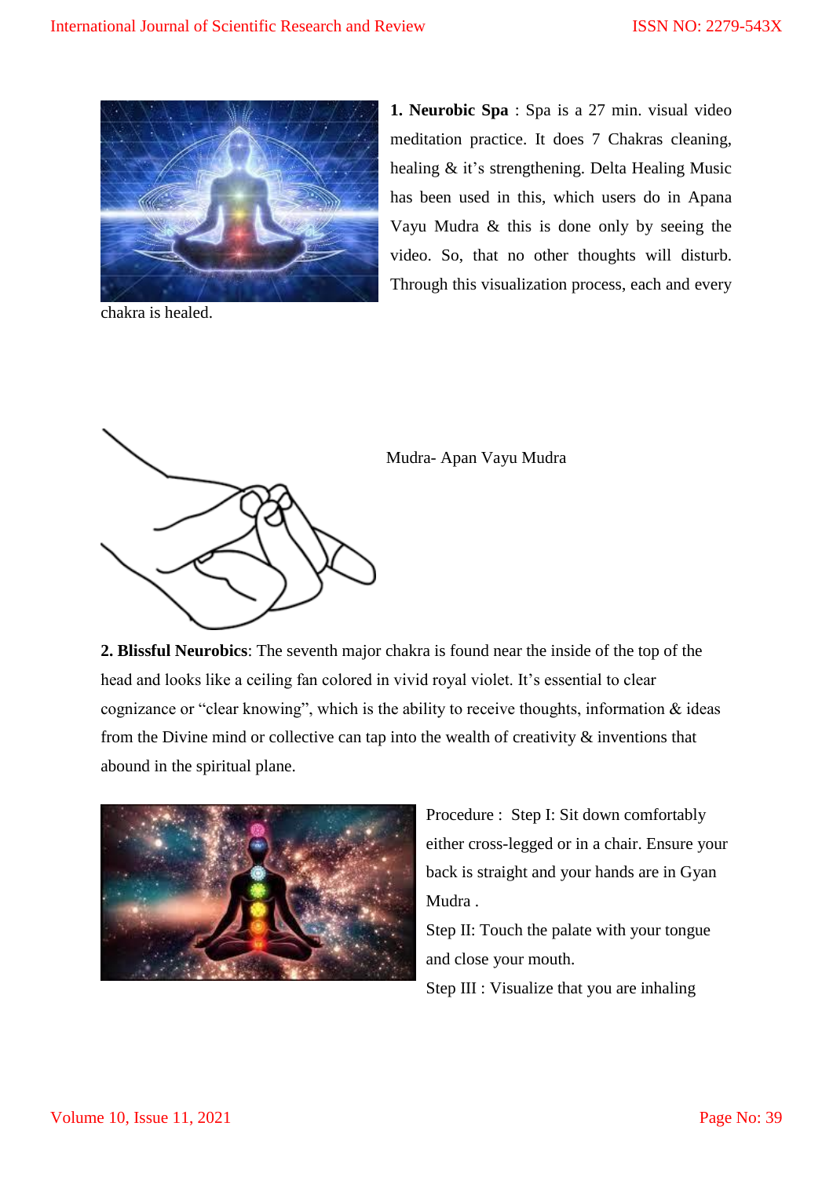**1. Neurobic Spa** : Spa is a 27 min. visual video meditation practice. It does 7 Chakras cleaning, healing & it's strengthening. Delta Healing Music has been used in this, which users do in Apana Vayu Mudra & this is done only by seeing the video. So, that no other thoughts will disturb. Through this visualization process, each and every chakra is healed.

Mudra- Apan Vayu Mudra

**2. Blissful Neurobics**: The seventh major chakra is found near the inside of the top of the head and looks like a ceiling fan colored in vivid royal violet. It's essential to clear cognizance or "clear knowing", which is the ability to receive thoughts, information & ideas from the Divine mind or collective can tap into the wealth of creativity & inventions that abound in the spiritual plane.

Procedure : Step I: Sit down comfortably either cross-legged or in a chair. Ensure your back is straight and your hands are in Gyan Mudra .

Step II: Touch the palate with your tongue and close your mouth.

Step III : Visualize that you are inhaling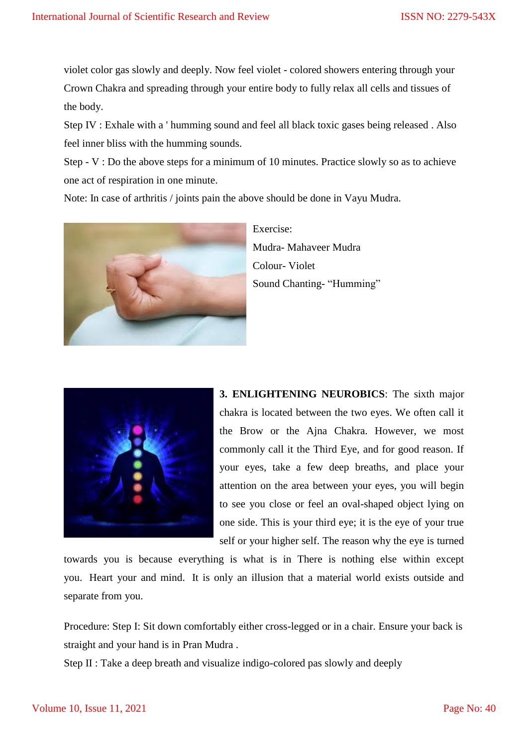violet color gas slowly and deeply. Now feel violet - colored showers entering through your Crown Chakra and spreading through your entire body to fully relax all cells and tissues of the body.

Step IV : Exhale with a ' humming sound and feel all black toxic gases being released . Also feel inner bliss with the humming sounds.

Step - V : Do the above steps for a minimum of 10 minutes. Practice slowly so as to achieve one act of respiration in one minute.

Note: In case of arthritis / joints pain the above should be done in Vayu Mudra.

Exercise:

Mudra- Mahaveer Mudra

Colour- Violet

Sound Chanting- "Humming"

**3. ENLIGHTENING NEUROBICS**: The sixth major chakra is located between the two eyes. We often call it the Brow or the Ajna Chakra. However, we most commonly call it the Third Eye, and for good reason. If your eyes, take a few deep breaths, and place your attention on the area between your eyes, you will begin to see you close or feel an oval-shaped object lying on one side. This is your third eye; it is the eye of your true self or your higher self. The reason why the eye is turned towards you is because everything is what is in There is nothing else within except you. Heart your and mind. It is only an illusion that a material world exists outside and separate from you.

Procedure: Step I: Sit down comfortably either cross-legged or in a chair. Ensure your back is straight and your hand is in Pran Mudra .

Step II : Take a deep breath and visualize indigo-colored pas slowly and deeply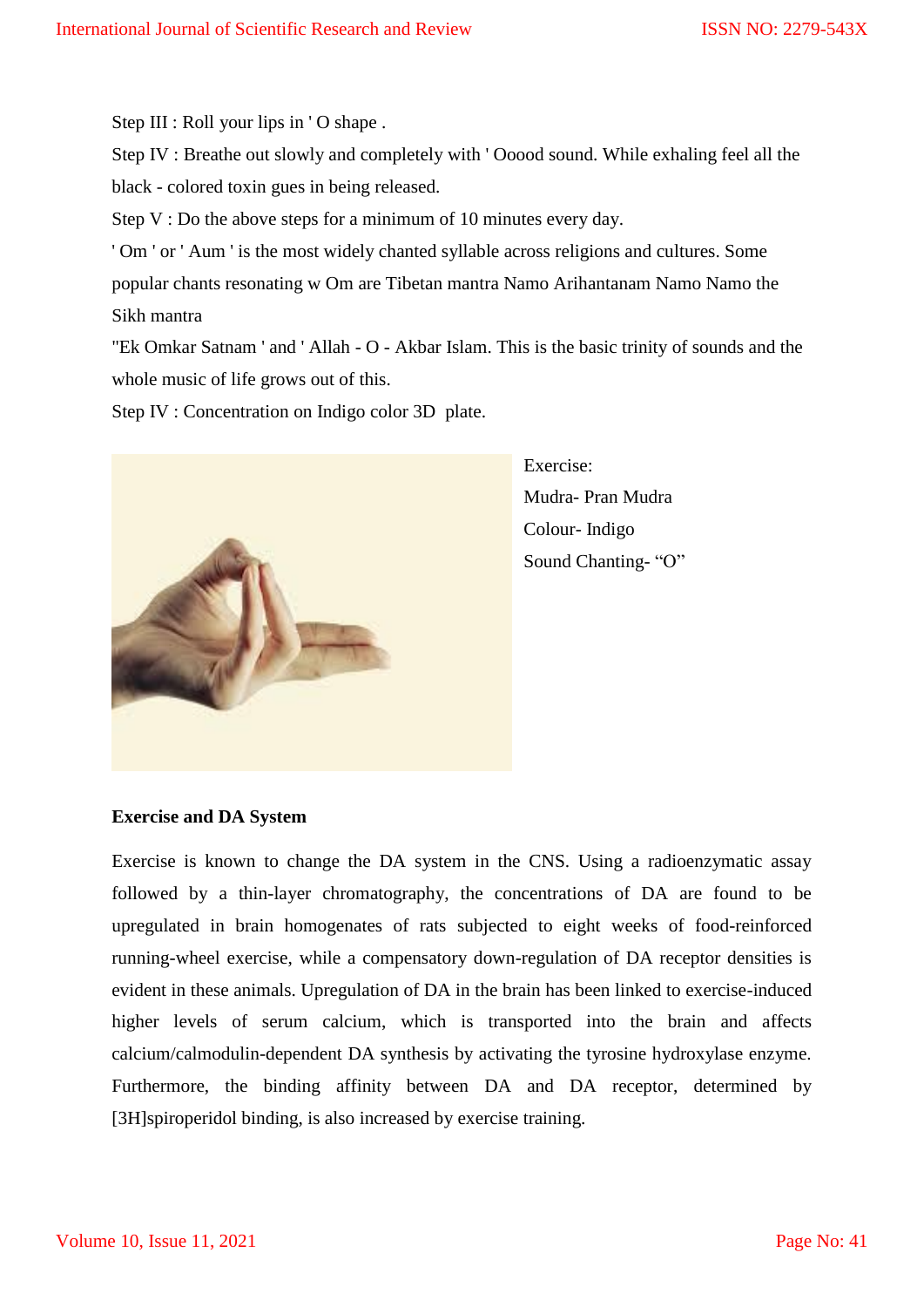Step III : Roll your lips in ' O shape .

Step IV : Breathe out slowly and completely with ' Ooood sound. While exhaling feel all the black - colored toxin gues in being released.

Step V : Do the above steps for a minimum of 10 minutes every day.

' Om ' or ' Aum ' is the most widely chanted syllable across religions and cultures. Some popular chants resonating w Om are Tibetan mantra Namo Arihantanam Namo Namo the Sikh mantra

"Ek Omkar Satnam ' and ' Allah - O - Akbar Islam. This is the basic trinity of sounds and the whole music of life grows out of this.

Step IV : Concentration on Indigo color 3D plate.

Exercise:

Mudra- Pran Mudra

Colour- Indigo

Sound Chanting- "O"

**Exercise and DA System**

Exercise is known to change the DA system in the CNS. Using a radioenzymatic assay followed by a thin-layer chromatography, the concentrations of DA are found to be upregulated in brain homogenates of rats subjected to eight weeks of food-reinforced running-wheel exercise, while a compensatory down-regulation of DA receptor densities is evident in these animals. Upregulation of DA in the brain has been linked to exercise-induced higher levels of serum calcium, which is transported into the brain and affects calcium/calmodulin-dependent DA synthesis by activating the tyrosine hydroxylase enzyme. Furthermore, the binding affinity between DA and DA receptor, determined by [3H]spiroperidol binding, is also increased by exercise training.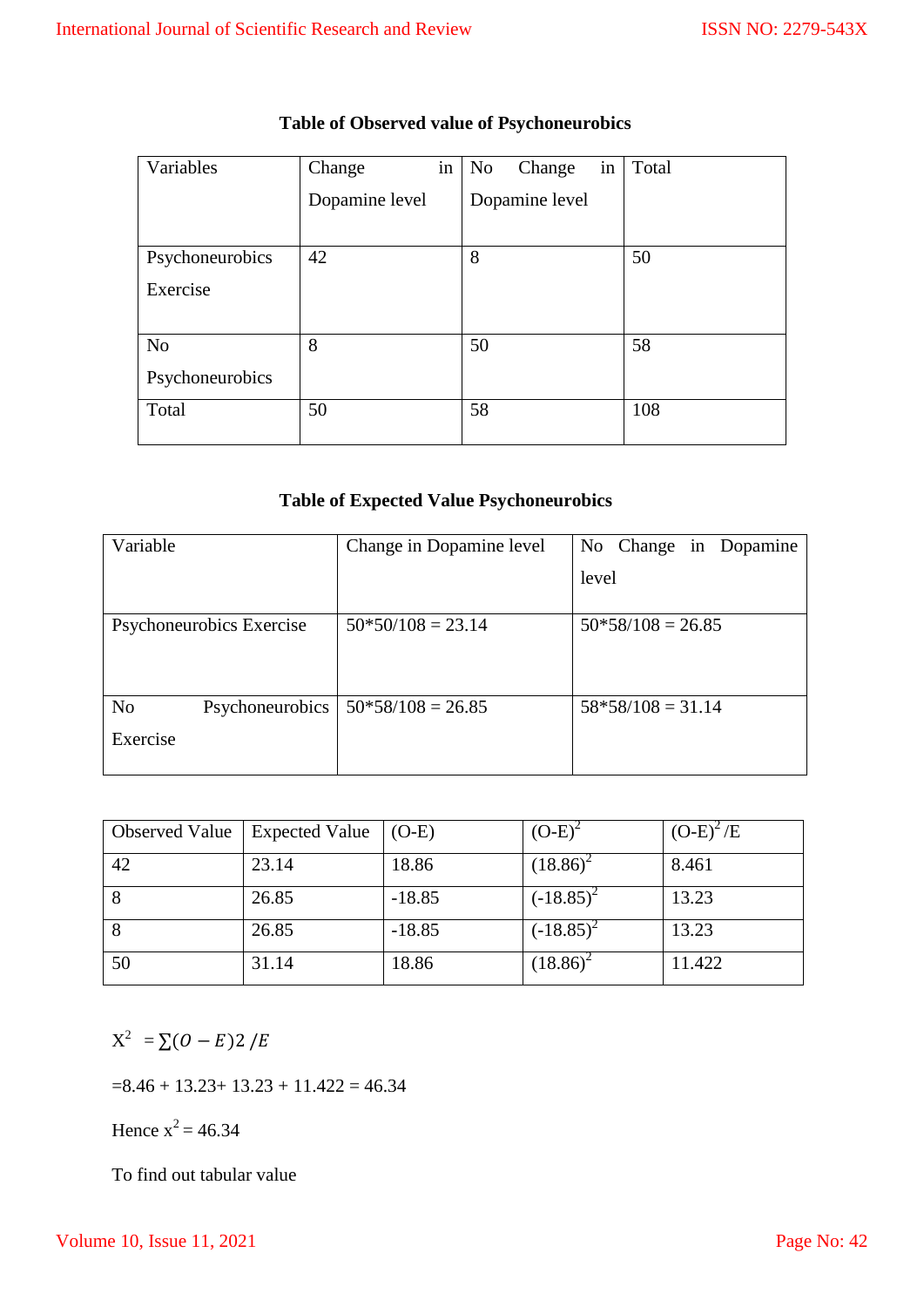**Table of Observed value of Psychoneurobics**

| Variables | Change in Dopamine level | No Change in Dopamine level | Total |
|---|---|---|---|
| Psychoneurobics Exercise | 42 | 8 | 50 |
| No Psychoneurobics | 8 | 50 | 58 |
| Total | 50 | 58 | 108 |

**Table of Expected Value Psychoneurobics**

| Variable | Change in Dopamine level | No Change in Dopamine level |
|---|---|---|
| Psychoneurobics Exercise | 50*50/108 = 23.14 | 50*58/108 = 26.85 |
| No Psychoneurobics Exercise | 50*58/108 = 26.85 | 58*58/108 = 31.14 |

| Observed Value | Expected Value | (O-E) | $(O-E)^2$ | $(O-E)^2/E$ |
|---|---|---|---|---|
| 42 | 23.14 | 18.86 | $(18.86)^2$ | 8.461 |
| 8 | 26.85 | -18.85 | $(-18.85)^2$ | 13.23 |
| 8 | 26.85 | -18.85 | $(-18.85)^2$ | 13.23 |
| 50 | 31.14 | 18.86 | $(18.86)^2$ | 11.422 |

$X^2 = \sum(O - E)2 / E$

=8.46 + 13.23+ 13.23 + 11.422 = 46.34

Hence $x^2 = 46.34$

To find out tabular value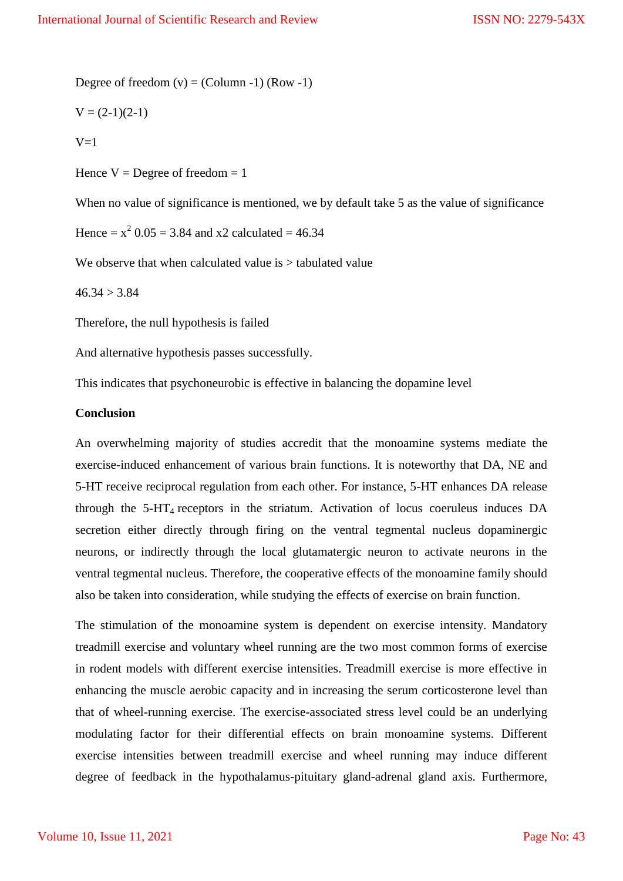Degree of freedom (v) = (Column -1) (Row -1)

V = (2-1)(2-1)

V=1

Hence V = Degree of freedom = 1

When no value of significance is mentioned, we by default take 5 as the value of significance

Hence = $x^2$ 0.05 = 3.84 and x2 calculated = 46.34

We observe that when calculated value is > tabulated value

46.34 > 3.84

Therefore, the null hypothesis is failed

And alternative hypothesis passes successfully.

This indicates that psychoneurobic is effective in balancing the dopamine level

**Conclusion**

An overwhelming majority of studies accredit that the monoamine systems mediate the exercise-induced enhancement of various brain functions. It is noteworthy that DA, NE and 5-HT receive reciprocal regulation from each other. For instance, 5-HT enhances DA release through the 5-$HT_4$ receptors in the striatum. Activation of locus coeruleus induces DA secretion either directly through firing on the ventral tegmental nucleus dopaminergic neurons, or indirectly through the local glutamatergic neuron to activate neurons in the ventral tegmental nucleus. Therefore, the cooperative effects of the monoamine family should also be taken into consideration, while studying the effects of exercise on brain function.

The stimulation of the monoamine system is dependent on exercise intensity. Mandatory treadmill exercise and voluntary wheel running are the two most common forms of exercise in rodent models with different exercise intensities. Treadmill exercise is more effective in enhancing the muscle aerobic capacity and in increasing the serum corticosterone level than that of wheel-running exercise. The exercise-associated stress level could be an underlying modulating factor for their differential effects on brain monoamine systems. Different exercise intensities between treadmill exercise and wheel running may induce different degree of feedback in the hypothalamus-pituitary gland-adrenal gland axis. Furthermore,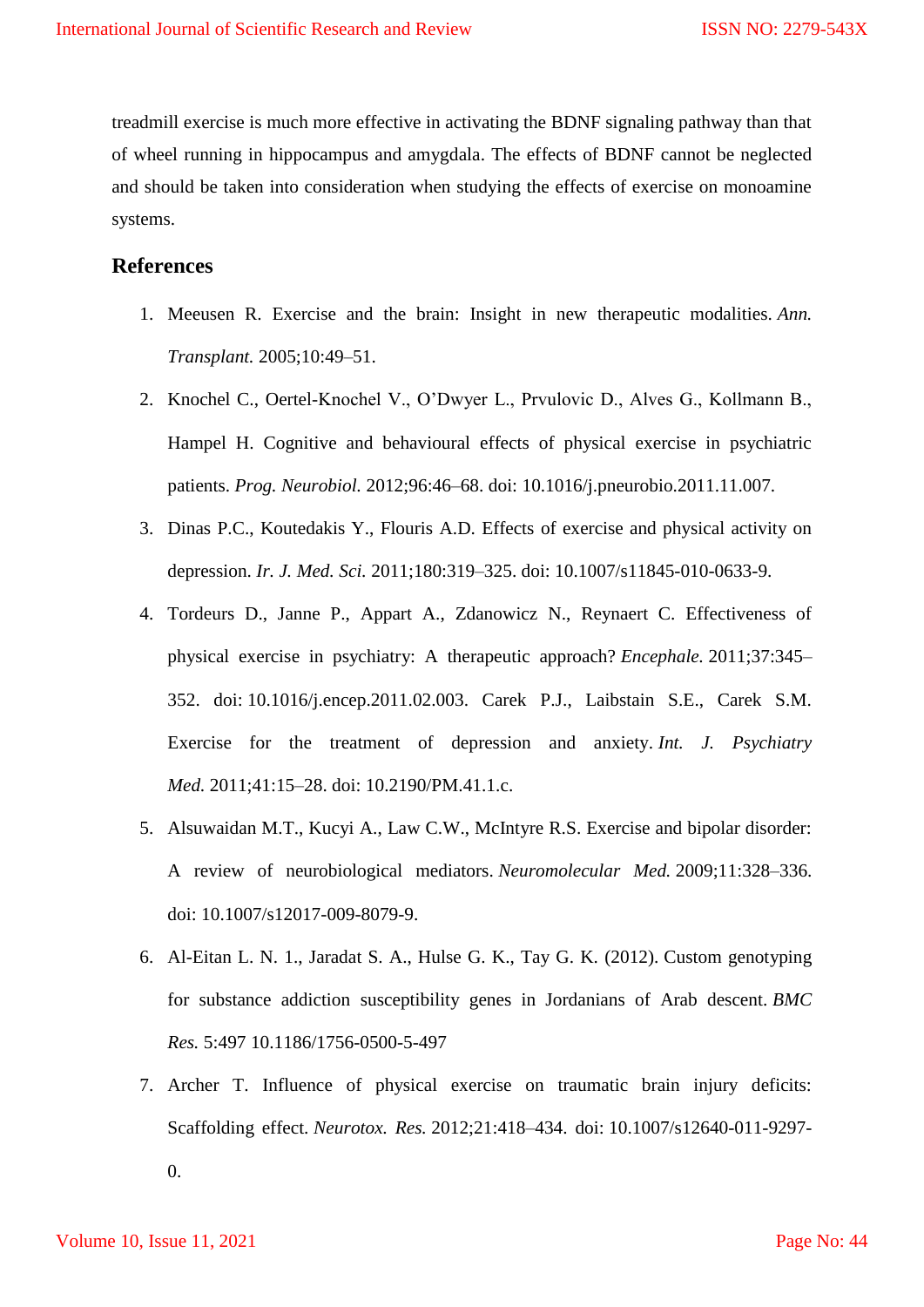treadmill exercise is much more effective in activating the BDNF signaling pathway than that of wheel running in hippocampus and amygdala. The effects of BDNF cannot be neglected and should be taken into consideration when studying the effects of exercise on monoamine systems.

## References

1. Meeusen R. Exercise and the brain: Insight in new therapeutic modalities. *Ann. Transplant.* 2005;10:49–51.
2. Knochel C., Oertel-Knochel V., O'Dwyer L., Prvulovic D., Alves G., Kollmann B., Hampel H. Cognitive and behavioural effects of physical exercise in psychiatric patients. *Prog. Neurobiol.* 2012;96:46–68. doi: 10.1016/j.pneurobio.2011.11.007.
3. Dinas P.C., Koutedakis Y., Flouris A.D. Effects of exercise and physical activity on depression. *Ir. J. Med. Sci.* 2011;180:319–325. doi: 10.1007/s11845-010-0633-9.
4. Tordeurs D., Janne P., Appart A., Zdanowicz N., Reynaert C. Effectiveness of physical exercise in psychiatry: A therapeutic approach? *Encephale.* 2011;37:345–352. doi: 10.1016/j.encep.2011.02.003. Carek P.J., Laibstain S.E., Carek S.M. Exercise for the treatment of depression and anxiety. *Int. J. Psychiatry Med.* 2011;41:15–28. doi: 10.2190/PM.41.1.c.
5. Alsuwaidan M.T., Kucyi A., Law C.W., McIntyre R.S. Exercise and bipolar disorder: A review of neurobiological mediators. *Neuromolecular Med.* 2009;11:328–336. doi: 10.1007/s12017-009-8079-9.
6. Al-Eitan L. N. 1., Jaradat S. A., Hulse G. K., Tay G. K. (2012). Custom genotyping for substance addiction susceptibility genes in Jordanians of Arab descent. *BMC Res.* 5:497 10.1186/1756-0500-5-497
7. Archer T. Influence of physical exercise on traumatic brain injury deficits: Scaffolding effect. *Neurotox. Res.* 2012;21:418–434. doi: 10.1007/s12640-011-9297-0.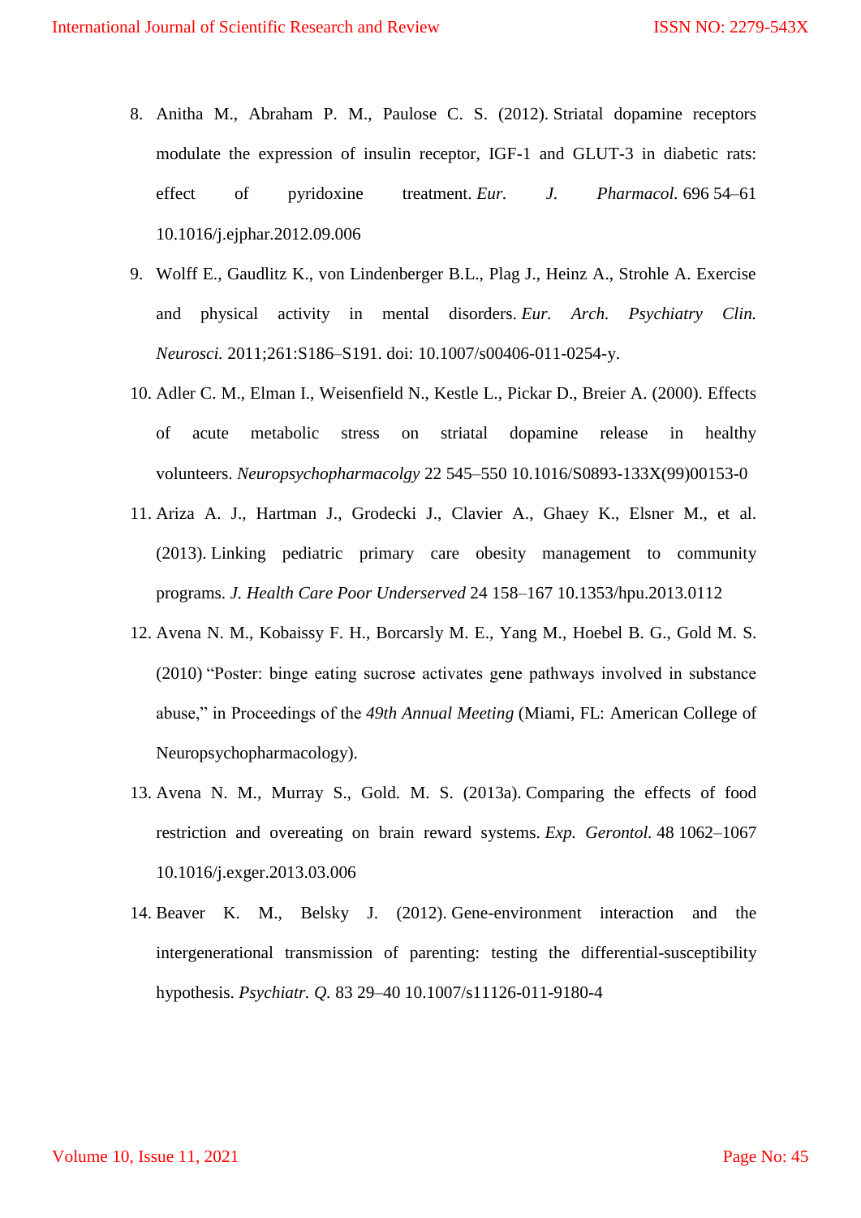8. Anitha M., Abraham P. M., Paulose C. S. (2012). Striatal dopamine receptors modulate the expression of insulin receptor, IGF-1 and GLUT-3 in diabetic rats: effect of pyridoxine treatment. *Eur. J. Pharmacol.* 696 54–61 10.1016/j.ejphar.2012.09.006
9. Wolff E., Gaudlitz K., von Lindenberger B.L., Plag J., Heinz A., Strohle A. Exercise and physical activity in mental disorders. *Eur. Arch. Psychiatry Clin. Neurosci.* 2011;261:S186–S191. doi: 10.1007/s00406-011-0254-y.
10. Adler C. M., Elman I., Weisenfield N., Kestle L., Pickar D., Breier A. (2000). Effects of acute metabolic stress on striatal dopamine release in healthy volunteers. *Neuropsychopharmacolgy* 22 545–550 10.1016/S0893-133X(99)00153-0
11. Ariza A. J., Hartman J., Grodecki J., Clavier A., Ghaey K., Elsner M., et al. (2013). Linking pediatric primary care obesity management to community programs. *J. Health Care Poor Underserved* 24 158–167 10.1353/hpu.2013.0112
12. Avena N. M., Kobaissy F. H., Borcarsly M. E., Yang M., Hoebel B. G., Gold M. S. (2010) "Poster: binge eating sucrose activates gene pathways involved in substance abuse," in Proceedings of the *49th Annual Meeting* (Miami, FL: American College of Neuropsychopharmacology).
13. Avena N. M., Murray S., Gold. M. S. (2013a). Comparing the effects of food restriction and overeating on brain reward systems. *Exp. Gerontol.* 48 1062–1067 10.1016/j.exger.2013.03.006
14. Beaver K. M., Belsky J. (2012). Gene-environment interaction and the intergenerational transmission of parenting: testing the differential-susceptibility hypothesis. *Psychiatr. Q.* 83 29–40 10.1007/s11126-011-9180-4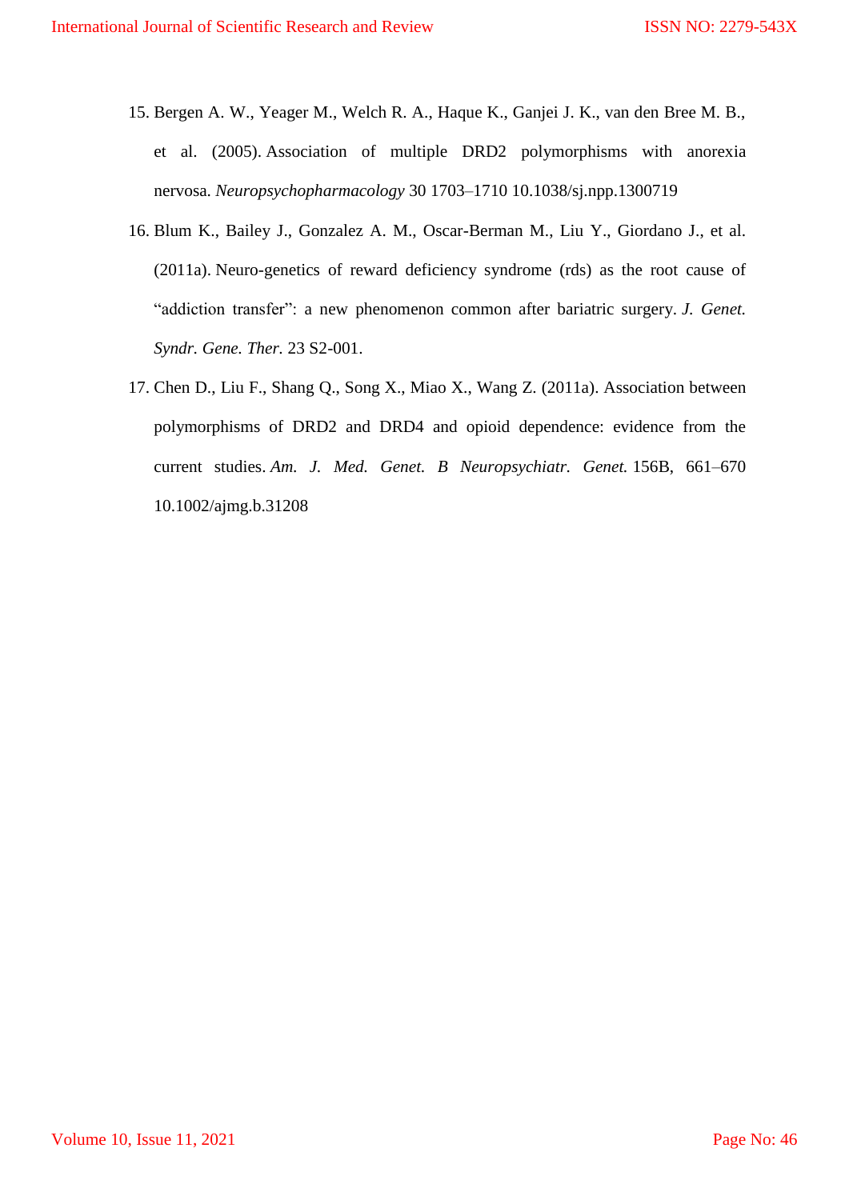15. Bergen A. W., Yeager M., Welch R. A., Haque K., Ganjei J. K., van den Bree M. B., et al. (2005). Association of multiple DRD2 polymorphisms with anorexia nervosa. *Neuropsychopharmacology* 30 1703–1710 10.1038/sj.npp.1300719
16. Blum K., Bailey J., Gonzalez A. M., Oscar-Berman M., Liu Y., Giordano J., et al. (2011a). Neuro-genetics of reward deficiency syndrome (rds) as the root cause of "addiction transfer": a new phenomenon common after bariatric surgery. *J. Genet. Syndr. Gene. Ther.* 23 S2-001.
17. Chen D., Liu F., Shang Q., Song X., Miao X., Wang Z. (2011a). Association between polymorphisms of DRD2 and DRD4 and opioid dependence: evidence from the current studies. *Am. J. Med. Genet. B Neuropsychiatr. Genet.* 156B, 661–670 10.1002/ajmg.b.31208